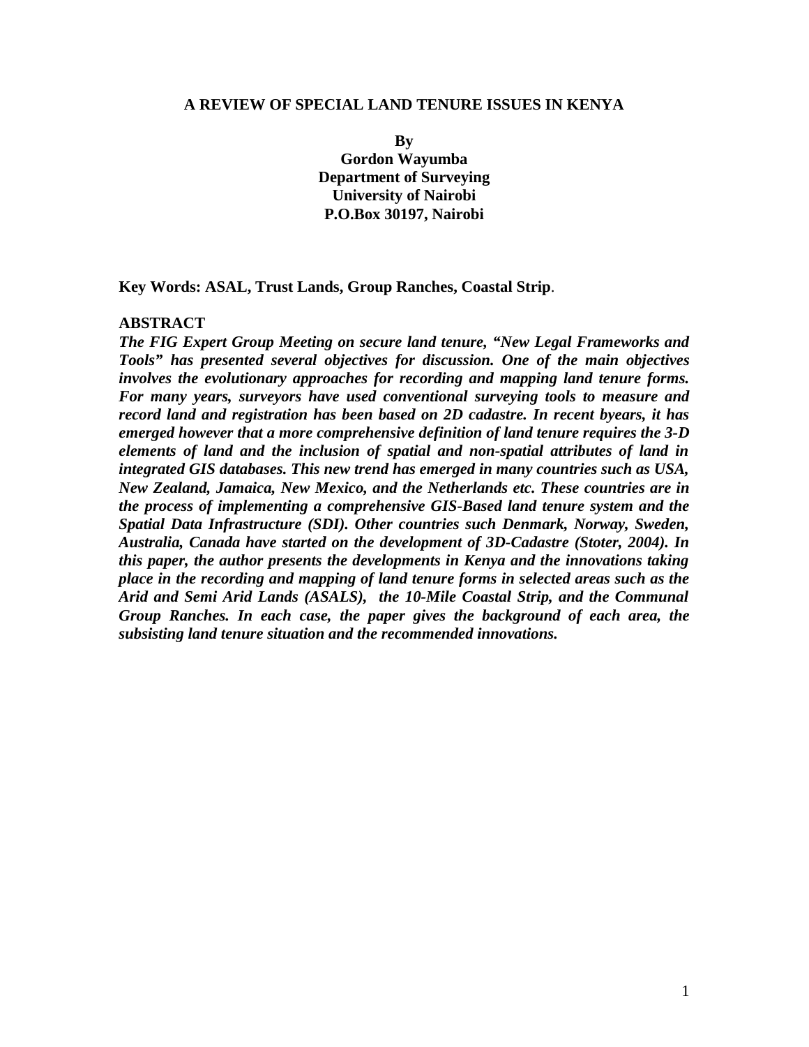# A REVIEW OF SPECIAL LAND TENURE ISSUES IN KENYA

**By**
**Gordon Wayumba**
**Department of Surveying**
**University of Nairobi**
**P.O.Box 30197, Nairobi**

**Key Words: ASAL, Trust Lands, Group Ranches, Coastal Strip**.

## ABSTRACT

***The FIG Expert Group Meeting on secure land tenure, "New Legal Frameworks and Tools" has presented several objectives for discussion. One of the main objectives involves the evolutionary approaches for recording and mapping land tenure forms. For many years, surveyors have used conventional surveying tools to measure and record land and registration has been based on 2D cadastre. In recent byears, it has emerged however that a more comprehensive definition of land tenure requires the 3-D elements of land and the inclusion of spatial and non-spatial attributes of land in integrated GIS databases. This new trend has emerged in many countries such as USA, New Zealand, Jamaica, New Mexico, and the Netherlands etc. These countries are in the process of implementing a comprehensive GIS-Based land tenure system and the Spatial Data Infrastructure (SDI). Other countries such Denmark, Norway, Sweden, Australia, Canada have started on the development of 3D-Cadastre (Stoter, 2004). In this paper, the author presents the developments in Kenya and the innovations taking place in the recording and mapping of land tenure forms in selected areas such as the Arid and Semi Arid Lands (ASALS), the 10-Mile Coastal Strip, and the Communal Group Ranches. In each case, the paper gives the background of each area, the subsisting land tenure situation and the recommended innovations.***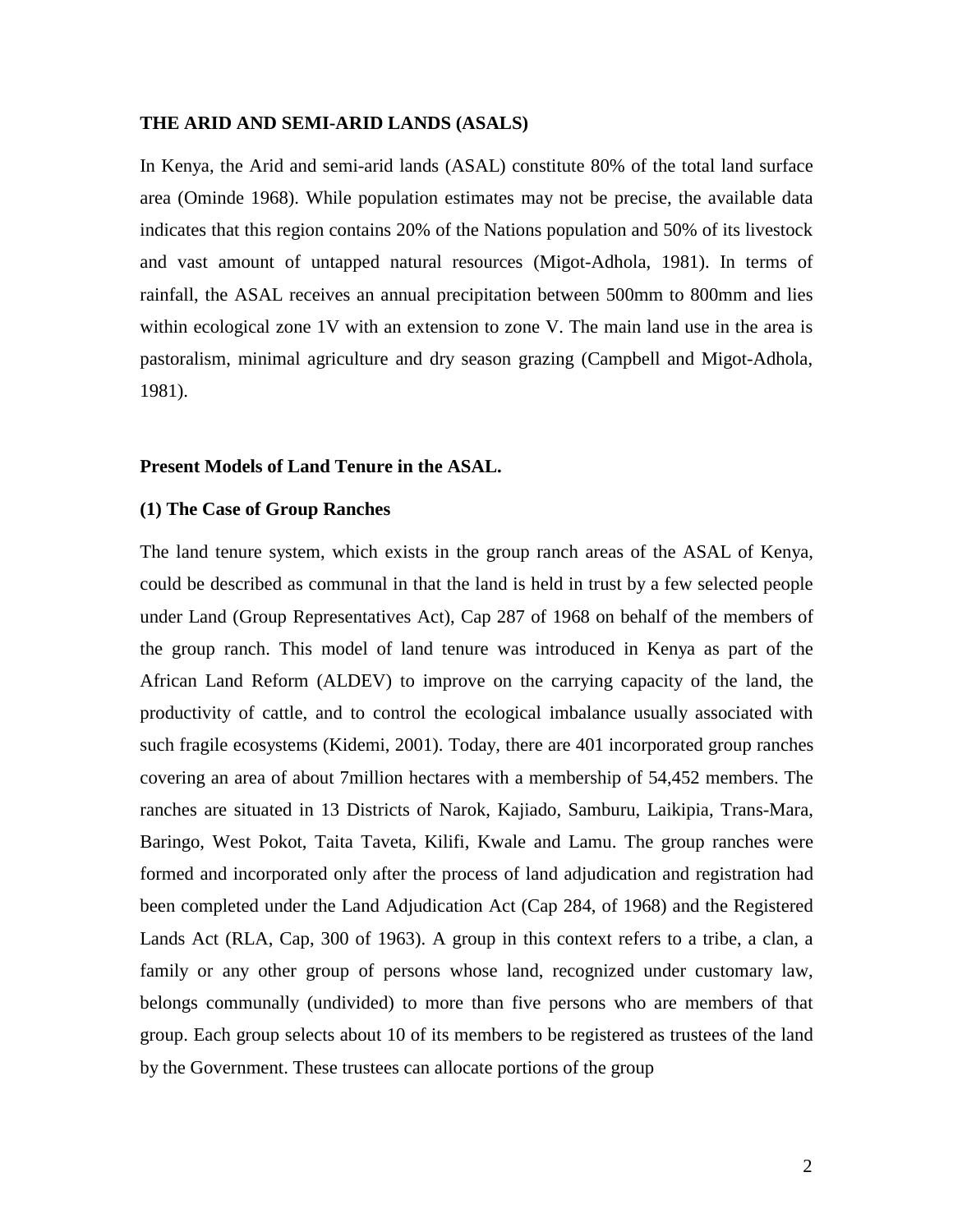## THE ARID AND SEMI-ARID LANDS (ASALS)

In Kenya, the Arid and semi-arid lands (ASAL) constitute 80% of the total land surface area (Ominde 1968). While population estimates may not be precise, the available data indicates that this region contains 20% of the Nations population and 50% of its livestock and vast amount of untapped natural resources (Migot-Adhola, 1981). In terms of rainfall, the ASAL receives an annual precipitation between 500mm to 800mm and lies within ecological zone 1V with an extension to zone V. The main land use in the area is pastoralism, minimal agriculture and dry season grazing (Campbell and Migot-Adhola, 1981).

### Present Models of Land Tenure in the ASAL.

#### (1) The Case of Group Ranches

The land tenure system, which exists in the group ranch areas of the ASAL of Kenya, could be described as communal in that the land is held in trust by a few selected people under Land (Group Representatives Act), Cap 287 of 1968 on behalf of the members of the group ranch. This model of land tenure was introduced in Kenya as part of the African Land Reform (ALDEV) to improve on the carrying capacity of the land, the productivity of cattle, and to control the ecological imbalance usually associated with such fragile ecosystems (Kidemi, 2001). Today, there are 401 incorporated group ranches covering an area of about 7million hectares with a membership of 54,452 members. The ranches are situated in 13 Districts of Narok, Kajiado, Samburu, Laikipia, Trans-Mara, Baringo, West Pokot, Taita Taveta, Kilifi, Kwale and Lamu. The group ranches were formed and incorporated only after the process of land adjudication and registration had been completed under the Land Adjudication Act (Cap 284, of 1968) and the Registered Lands Act (RLA, Cap, 300 of 1963). A group in this context refers to a tribe, a clan, a family or any other group of persons whose land, recognized under customary law, belongs communally (undivided) to more than five persons who are members of that group. Each group selects about 10 of its members to be registered as trustees of the land by the Government. These trustees can allocate portions of the group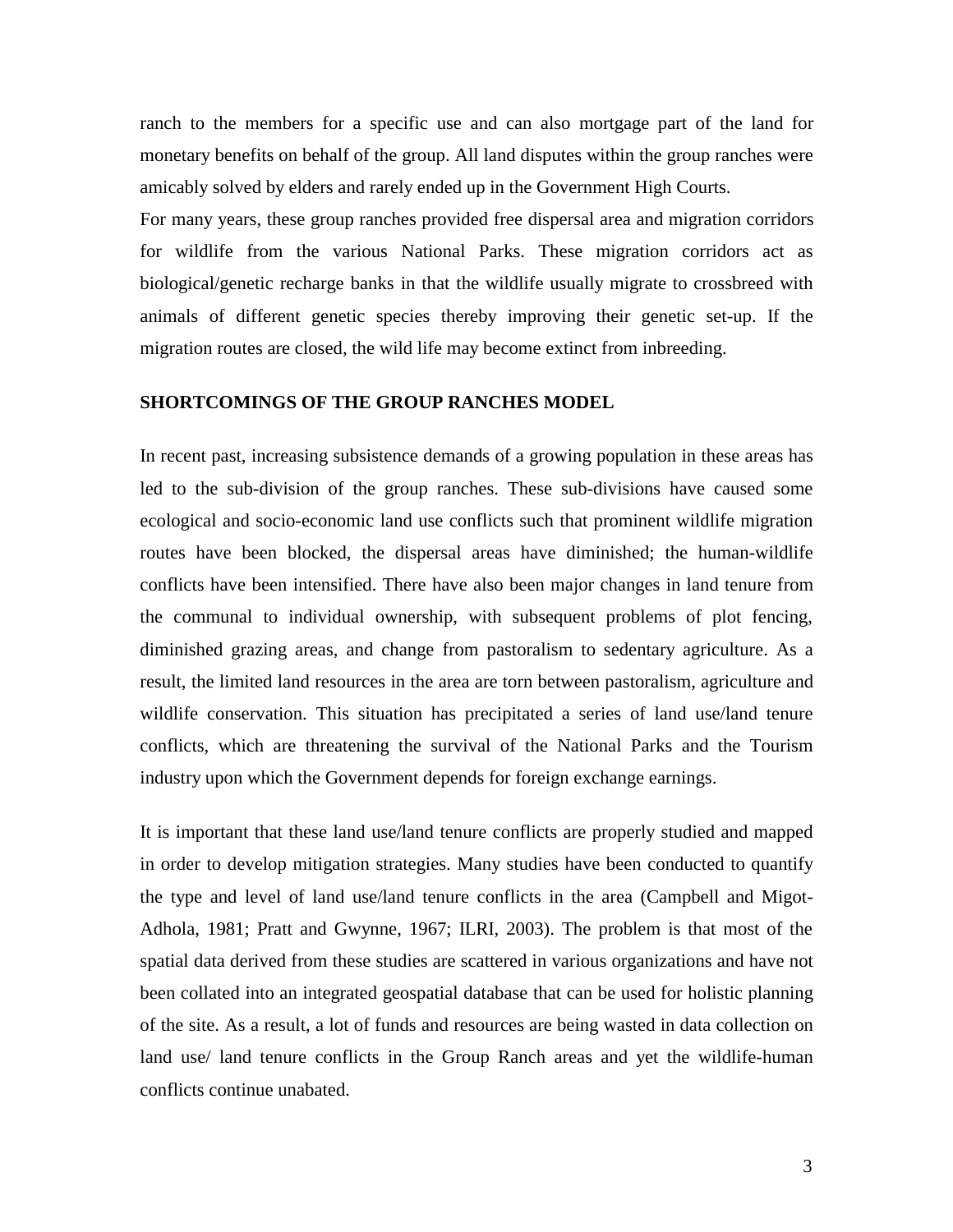ranch to the members for a specific use and can also mortgage part of the land for monetary benefits on behalf of the group. All land disputes within the group ranches were amicably solved by elders and rarely ended up in the Government High Courts.

For many years, these group ranches provided free dispersal area and migration corridors for wildlife from the various National Parks. These migration corridors act as biological/genetic recharge banks in that the wildlife usually migrate to crossbreed with animals of different genetic species thereby improving their genetic set-up. If the migration routes are closed, the wild life may become extinct from inbreeding.

## SHORTCOMINGS OF THE GROUP RANCHES MODEL

In recent past, increasing subsistence demands of a growing population in these areas has led to the sub-division of the group ranches. These sub-divisions have caused some ecological and socio-economic land use conflicts such that prominent wildlife migration routes have been blocked, the dispersal areas have diminished; the human-wildlife conflicts have been intensified. There have also been major changes in land tenure from the communal to individual ownership, with subsequent problems of plot fencing, diminished grazing areas, and change from pastoralism to sedentary agriculture. As a result, the limited land resources in the area are torn between pastoralism, agriculture and wildlife conservation. This situation has precipitated a series of land use/land tenure conflicts, which are threatening the survival of the National Parks and the Tourism industry upon which the Government depends for foreign exchange earnings.

It is important that these land use/land tenure conflicts are properly studied and mapped in order to develop mitigation strategies. Many studies have been conducted to quantify the type and level of land use/land tenure conflicts in the area (Campbell and Migot-Adhola, 1981; Pratt and Gwynne, 1967; ILRI, 2003). The problem is that most of the spatial data derived from these studies are scattered in various organizations and have not been collated into an integrated geospatial database that can be used for holistic planning of the site. As a result, a lot of funds and resources are being wasted in data collection on land use/ land tenure conflicts in the Group Ranch areas and yet the wildlife-human conflicts continue unabated.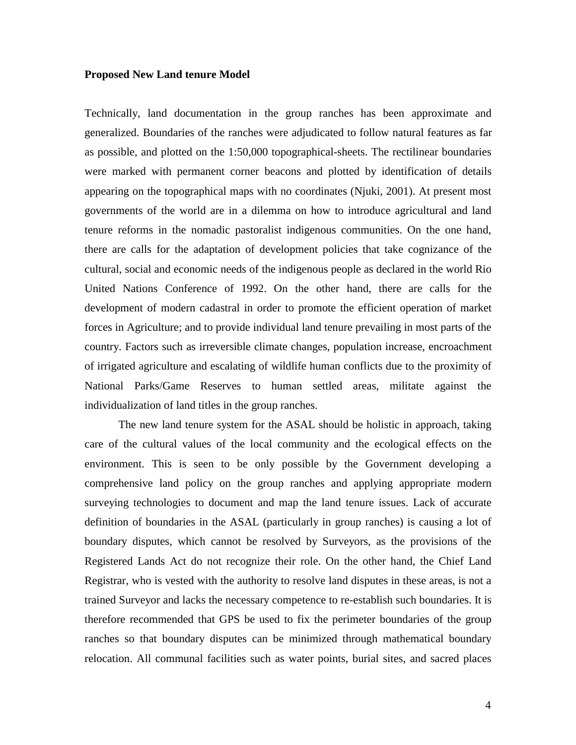**Proposed New Land tenure Model**

Technically, land documentation in the group ranches has been approximate and generalized. Boundaries of the ranches were adjudicated to follow natural features as far as possible, and plotted on the 1:50,000 topographical-sheets. The rectilinear boundaries were marked with permanent corner beacons and plotted by identification of details appearing on the topographical maps with no coordinates (Njuki, 2001). At present most governments of the world are in a dilemma on how to introduce agricultural and land tenure reforms in the nomadic pastoralist indigenous communities. On the one hand, there are calls for the adaptation of development policies that take cognizance of the cultural, social and economic needs of the indigenous people as declared in the world Rio United Nations Conference of 1992. On the other hand, there are calls for the development of modern cadastral in order to promote the efficient operation of market forces in Agriculture; and to provide individual land tenure prevailing in most parts of the country. Factors such as irreversible climate changes, population increase, encroachment of irrigated agriculture and escalating of wildlife human conflicts due to the proximity of National Parks/Game Reserves to human settled areas, militate against the individualization of land titles in the group ranches.

The new land tenure system for the ASAL should be holistic in approach, taking care of the cultural values of the local community and the ecological effects on the environment. This is seen to be only possible by the Government developing a comprehensive land policy on the group ranches and applying appropriate modern surveying technologies to document and map the land tenure issues. Lack of accurate definition of boundaries in the ASAL (particularly in group ranches) is causing a lot of boundary disputes, which cannot be resolved by Surveyors, as the provisions of the Registered Lands Act do not recognize their role. On the other hand, the Chief Land Registrar, who is vested with the authority to resolve land disputes in these areas, is not a trained Surveyor and lacks the necessary competence to re-establish such boundaries. It is therefore recommended that GPS be used to fix the perimeter boundaries of the group ranches so that boundary disputes can be minimized through mathematical boundary relocation. All communal facilities such as water points, burial sites, and sacred places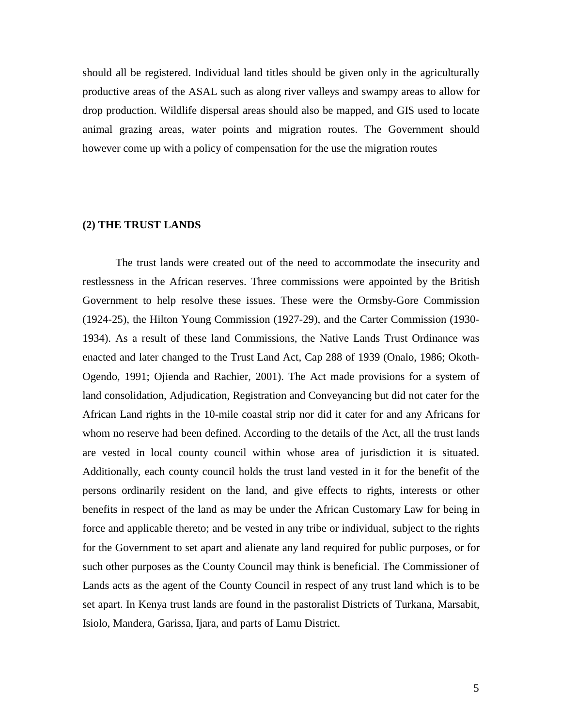should all be registered. Individual land titles should be given only in the agriculturally productive areas of the ASAL such as along river valleys and swampy areas to allow for drop production. Wildlife dispersal areas should also be mapped, and GIS used to locate animal grazing areas, water points and migration routes. The Government should however come up with a policy of compensation for the use the migration routes

**(2) THE TRUST LANDS**

The trust lands were created out of the need to accommodate the insecurity and restlessness in the African reserves. Three commissions were appointed by the British Government to help resolve these issues. These were the Ormsby-Gore Commission (1924-25), the Hilton Young Commission (1927-29), and the Carter Commission (1930-1934). As a result of these land Commissions, the Native Lands Trust Ordinance was enacted and later changed to the Trust Land Act, Cap 288 of 1939 (Onalo, 1986; Okoth-Ogendo, 1991; Ojienda and Rachier, 2001). The Act made provisions for a system of land consolidation, Adjudication, Registration and Conveyancing but did not cater for the African Land rights in the 10-mile coastal strip nor did it cater for and any Africans for whom no reserve had been defined. According to the details of the Act, all the trust lands are vested in local county council within whose area of jurisdiction it is situated. Additionally, each county council holds the trust land vested in it for the benefit of the persons ordinarily resident on the land, and give effects to rights, interests or other benefits in respect of the land as may be under the African Customary Law for being in force and applicable thereto; and be vested in any tribe or individual, subject to the rights for the Government to set apart and alienate any land required for public purposes, or for such other purposes as the County Council may think is beneficial. The Commissioner of Lands acts as the agent of the County Council in respect of any trust land which is to be set apart. In Kenya trust lands are found in the pastoralist Districts of Turkana, Marsabit, Isiolo, Mandera, Garissa, Ijara, and parts of Lamu District.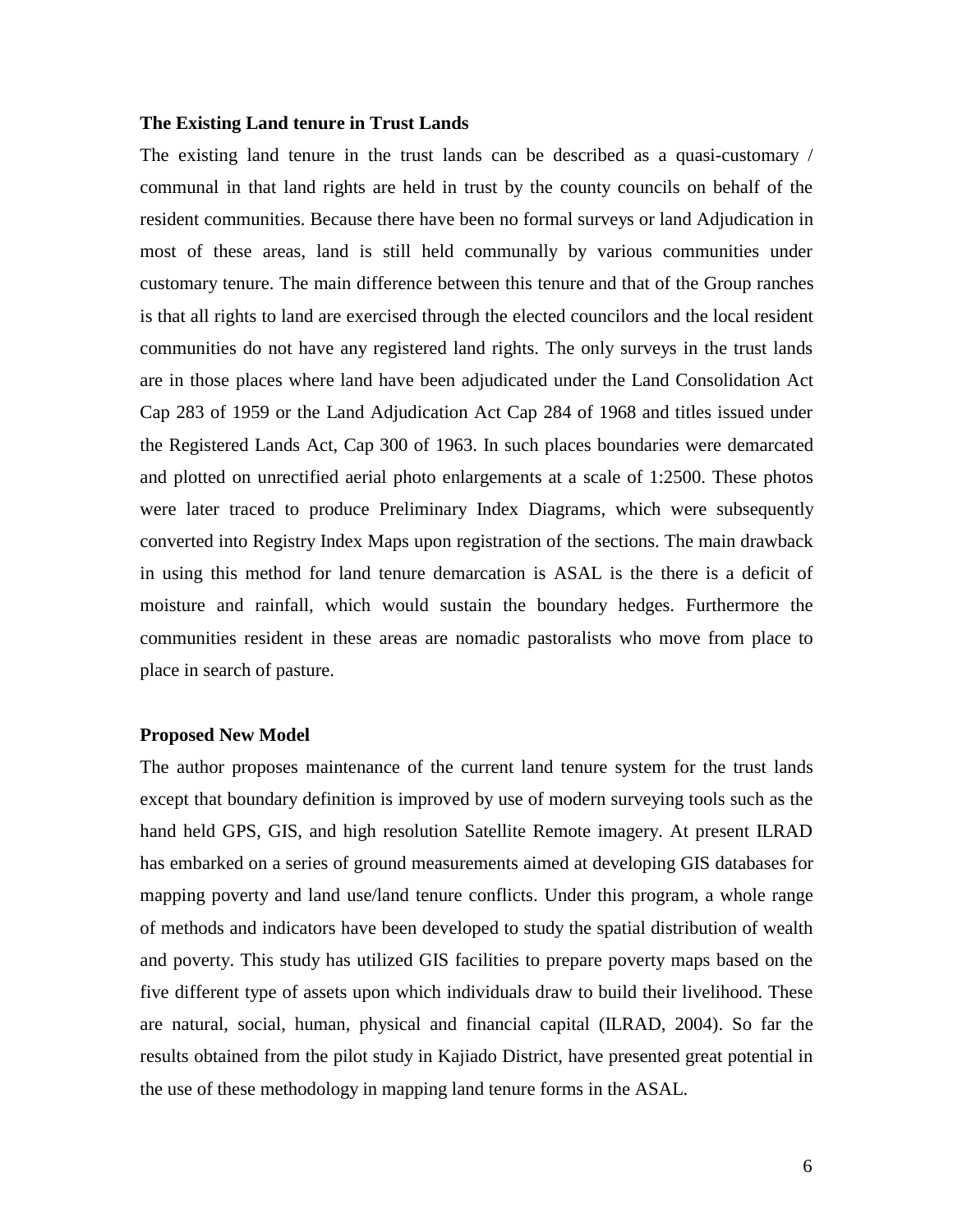### The Existing Land tenure in Trust Lands

The existing land tenure in the trust lands can be described as a quasi-customary / communal in that land rights are held in trust by the county councils on behalf of the resident communities. Because there have been no formal surveys or land Adjudication in most of these areas, land is still held communally by various communities under customary tenure. The main difference between this tenure and that of the Group ranches is that all rights to land are exercised through the elected councilors and the local resident communities do not have any registered land rights. The only surveys in the trust lands are in those places where land have been adjudicated under the Land Consolidation Act Cap 283 of 1959 or the Land Adjudication Act Cap 284 of 1968 and titles issued under the Registered Lands Act, Cap 300 of 1963. In such places boundaries were demarcated and plotted on unrectified aerial photo enlargements at a scale of 1:2500. These photos were later traced to produce Preliminary Index Diagrams, which were subsequently converted into Registry Index Maps upon registration of the sections. The main drawback in using this method for land tenure demarcation is ASAL is the there is a deficit of moisture and rainfall, which would sustain the boundary hedges. Furthermore the communities resident in these areas are nomadic pastoralists who move from place to place in search of pasture.

### Proposed New Model

The author proposes maintenance of the current land tenure system for the trust lands except that boundary definition is improved by use of modern surveying tools such as the hand held GPS, GIS, and high resolution Satellite Remote imagery. At present ILRAD has embarked on a series of ground measurements aimed at developing GIS databases for mapping poverty and land use/land tenure conflicts. Under this program, a whole range of methods and indicators have been developed to study the spatial distribution of wealth and poverty. This study has utilized GIS facilities to prepare poverty maps based on the five different type of assets upon which individuals draw to build their livelihood. These are natural, social, human, physical and financial capital (ILRAD, 2004). So far the results obtained from the pilot study in Kajiado District, have presented great potential in the use of these methodology in mapping land tenure forms in the ASAL.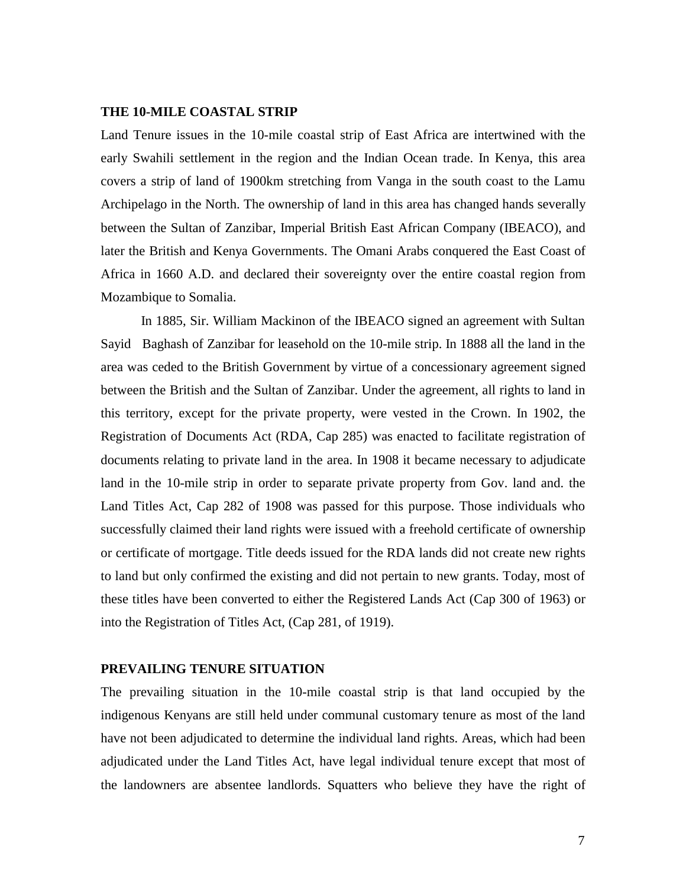## THE 10-MILE COASTAL STRIP

Land Tenure issues in the 10-mile coastal strip of East Africa are intertwined with the early Swahili settlement in the region and the Indian Ocean trade. In Kenya, this area covers a strip of land of 1900km stretching from Vanga in the south coast to the Lamu Archipelago in the North. The ownership of land in this area has changed hands severally between the Sultan of Zanzibar, Imperial British East African Company (IBEACO), and later the British and Kenya Governments. The Omani Arabs conquered the East Coast of Africa in 1660 A.D. and declared their sovereignty over the entire coastal region from Mozambique to Somalia.

In 1885, Sir. William Mackinon of the IBEACO signed an agreement with Sultan Sayid Baghash of Zanzibar for leasehold on the 10-mile strip. In 1888 all the land in the area was ceded to the British Government by virtue of a concessionary agreement signed between the British and the Sultan of Zanzibar. Under the agreement, all rights to land in this territory, except for the private property, were vested in the Crown. In 1902, the Registration of Documents Act (RDA, Cap 285) was enacted to facilitate registration of documents relating to private land in the area. In 1908 it became necessary to adjudicate land in the 10-mile strip in order to separate private property from Gov. land and. the Land Titles Act, Cap 282 of 1908 was passed for this purpose. Those individuals who successfully claimed their land rights were issued with a freehold certificate of ownership or certificate of mortgage. Title deeds issued for the RDA lands did not create new rights to land but only confirmed the existing and did not pertain to new grants. Today, most of these titles have been converted to either the Registered Lands Act (Cap 300 of 1963) or into the Registration of Titles Act, (Cap 281, of 1919).

## PREVAILING TENURE SITUATION

The prevailing situation in the 10-mile coastal strip is that land occupied by the indigenous Kenyans are still held under communal customary tenure as most of the land have not been adjudicated to determine the individual land rights. Areas, which had been adjudicated under the Land Titles Act, have legal individual tenure except that most of the landowners are absentee landlords. Squatters who believe they have the right of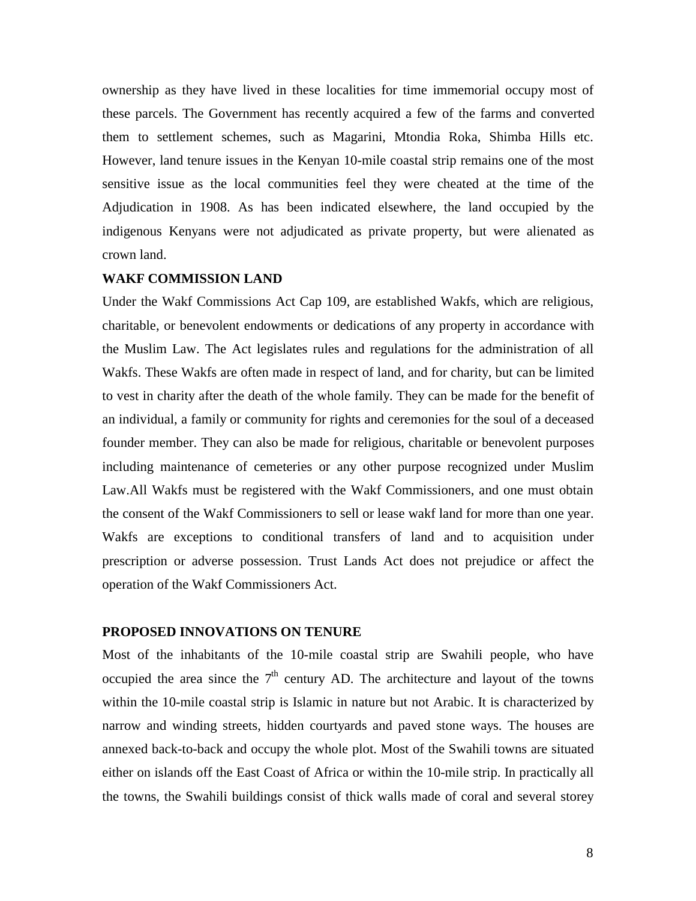ownership as they have lived in these localities for time immemorial occupy most of these parcels. The Government has recently acquired a few of the farms and converted them to settlement schemes, such as Magarini, Mtondia Roka, Shimba Hills etc. However, land tenure issues in the Kenyan 10-mile coastal strip remains one of the most sensitive issue as the local communities feel they were cheated at the time of the Adjudication in 1908. As has been indicated elsewhere, the land occupied by the indigenous Kenyans were not adjudicated as private property, but were alienated as crown land.

**WAKF COMMISSION LAND**

Under the Wakf Commissions Act Cap 109, are established Wakfs, which are religious, charitable, or benevolent endowments or dedications of any property in accordance with the Muslim Law. The Act legislates rules and regulations for the administration of all Wakfs. These Wakfs are often made in respect of land, and for charity, but can be limited to vest in charity after the death of the whole family. They can be made for the benefit of an individual, a family or community for rights and ceremonies for the soul of a deceased founder member. They can also be made for religious, charitable or benevolent purposes including maintenance of cemeteries or any other purpose recognized under Muslim Law.All Wakfs must be registered with the Wakf Commissioners, and one must obtain the consent of the Wakf Commissioners to sell or lease wakf land for more than one year. Wakfs are exceptions to conditional transfers of land and to acquisition under prescription or adverse possession. Trust Lands Act does not prejudice or affect the operation of the Wakf Commissioners Act.

**PROPOSED INNOVATIONS ON TENURE**

Most of the inhabitants of the 10-mile coastal strip are Swahili people, who have occupied the area since the 7th century AD. The architecture and layout of the towns within the 10-mile coastal strip is Islamic in nature but not Arabic. It is characterized by narrow and winding streets, hidden courtyards and paved stone ways. The houses are annexed back-to-back and occupy the whole plot. Most of the Swahili towns are situated either on islands off the East Coast of Africa or within the 10-mile strip. In practically all the towns, the Swahili buildings consist of thick walls made of coral and several storey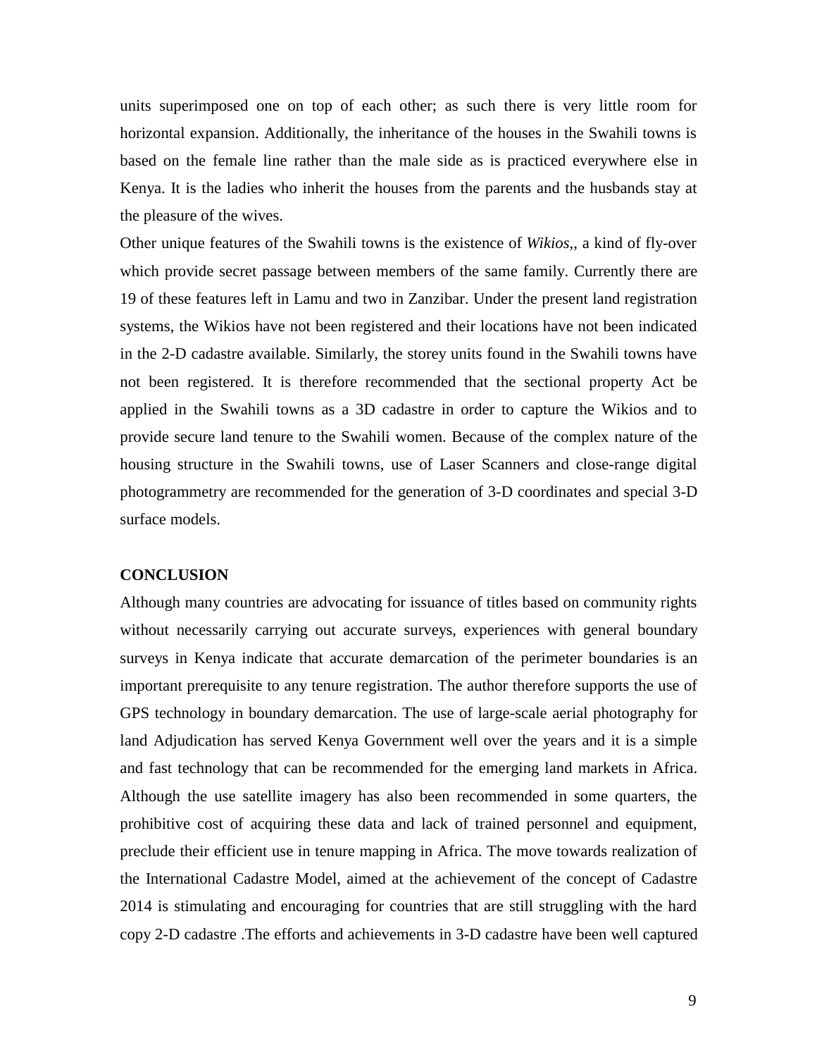units superimposed one on top of each other; as such there is very little room for horizontal expansion. Additionally, the inheritance of the houses in the Swahili towns is based on the female line rather than the male side as is practiced everywhere else in Kenya. It is the ladies who inherit the houses from the parents and the husbands stay at the pleasure of the wives.

Other unique features of the Swahili towns is the existence of *Wikios,*, a kind of fly-over which provide secret passage between members of the same family. Currently there are 19 of these features left in Lamu and two in Zanzibar. Under the present land registration systems, the Wikios have not been registered and their locations have not been indicated in the 2-D cadastre available. Similarly, the storey units found in the Swahili towns have not been registered. It is therefore recommended that the sectional property Act be applied in the Swahili towns as a 3D cadastre in order to capture the Wikios and to provide secure land tenure to the Swahili women. Because of the complex nature of the housing structure in the Swahili towns, use of Laser Scanners and close-range digital photogrammetry are recommended for the generation of 3-D coordinates and special 3-D surface models.

**CONCLUSION**

Although many countries are advocating for issuance of titles based on community rights without necessarily carrying out accurate surveys, experiences with general boundary surveys in Kenya indicate that accurate demarcation of the perimeter boundaries is an important prerequisite to any tenure registration. The author therefore supports the use of GPS technology in boundary demarcation. The use of large-scale aerial photography for land Adjudication has served Kenya Government well over the years and it is a simple and fast technology that can be recommended for the emerging land markets in Africa. Although the use satellite imagery has also been recommended in some quarters, the prohibitive cost of acquiring these data and lack of trained personnel and equipment, preclude their efficient use in tenure mapping in Africa. The move towards realization of the International Cadastre Model, aimed at the achievement of the concept of Cadastre 2014 is stimulating and encouraging for countries that are still struggling with the hard copy 2-D cadastre .The efforts and achievements in 3-D cadastre have been well captured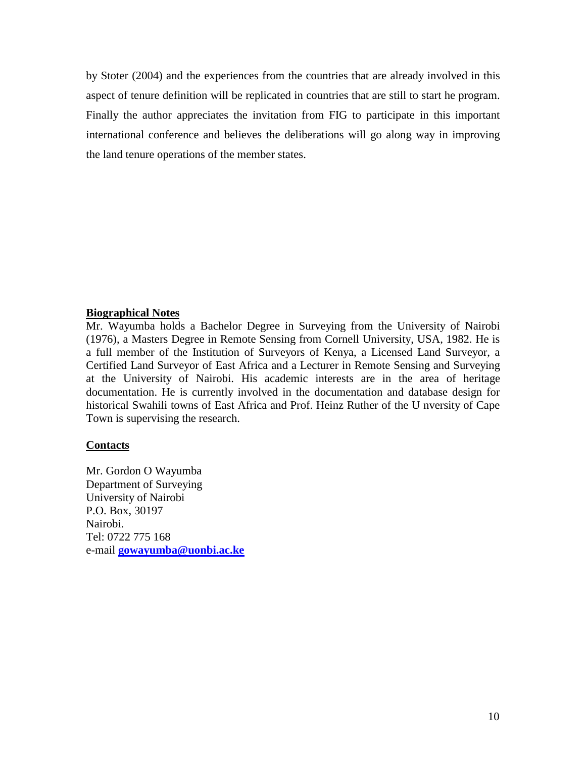by Stoter (2004) and the experiences from the countries that are already involved in this aspect of tenure definition will be replicated in countries that are still to start he program. Finally the author appreciates the invitation from FIG to participate in this important international conference and believes the deliberations will go along way in improving the land tenure operations of the member states.

**Biographical Notes**

Mr. Wayumba holds a Bachelor Degree in Surveying from the University of Nairobi (1976), a Masters Degree in Remote Sensing from Cornell University, USA, 1982. He is a full member of the Institution of Surveyors of Kenya, a Licensed Land Surveyor, a Certified Land Surveyor of East Africa and a Lecturer in Remote Sensing and Surveying at the University of Nairobi. His academic interests are in the area of heritage documentation. He is currently involved in the documentation and database design for historical Swahili towns of East Africa and Prof. Heinz Ruther of the U nversity of Cape Town is supervising the research.

**Contacts**

Mr. Gordon O Wayumba  
Department of Surveying  
University of Nairobi  
P.O. Box, 30197  
Nairobi.  
Tel: 0722 775 168  
e-mail **gowayumba@uonbi.ac.ke**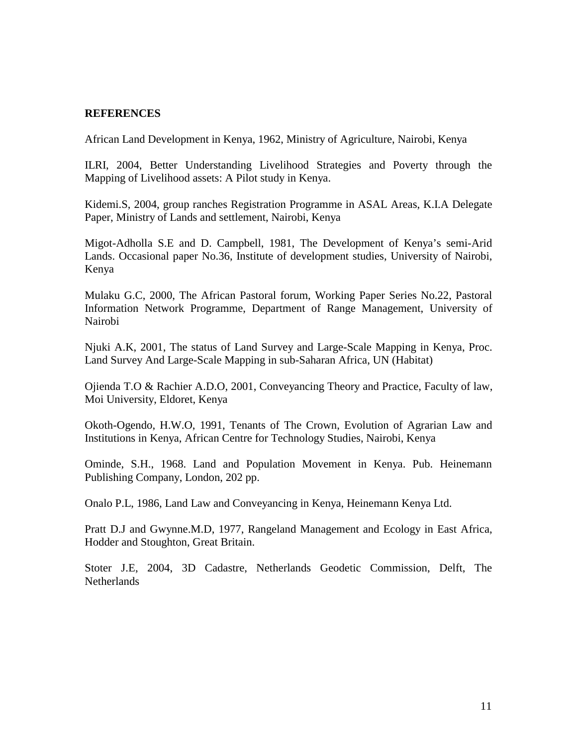**REFERENCES**

African Land Development in Kenya, 1962, Ministry of Agriculture, Nairobi, Kenya

ILRI, 2004, Better Understanding Livelihood Strategies and Poverty through the Mapping of Livelihood assets: A Pilot study in Kenya.

Kidemi.S, 2004, group ranches Registration Programme in ASAL Areas, K.I.A Delegate Paper, Ministry of Lands and settlement, Nairobi, Kenya

Migot-Adholla S.E and D. Campbell, 1981, The Development of Kenya's semi-Arid Lands. Occasional paper No.36, Institute of development studies, University of Nairobi, Kenya

Mulaku G.C, 2000, The African Pastoral forum, Working Paper Series No.22, Pastoral Information Network Programme, Department of Range Management, University of Nairobi

Njuki A.K, 2001, The status of Land Survey and Large-Scale Mapping in Kenya, Proc. Land Survey And Large-Scale Mapping in sub-Saharan Africa, UN (Habitat)

Ojienda T.O & Rachier A.D.O, 2001, Conveyancing Theory and Practice, Faculty of law, Moi University, Eldoret, Kenya

Okoth-Ogendo, H.W.O, 1991, Tenants of The Crown, Evolution of Agrarian Law and Institutions in Kenya, African Centre for Technology Studies, Nairobi, Kenya

Ominde, S.H., 1968. Land and Population Movement in Kenya. Pub. Heinemann Publishing Company, London, 202 pp.

Onalo P.L, 1986, Land Law and Conveyancing in Kenya, Heinemann Kenya Ltd.

Pratt D.J and Gwynne.M.D, 1977, Rangeland Management and Ecology in East Africa, Hodder and Stoughton, Great Britain.

Stoter J.E, 2004, 3D Cadastre, Netherlands Geodetic Commission, Delft, The Netherlands